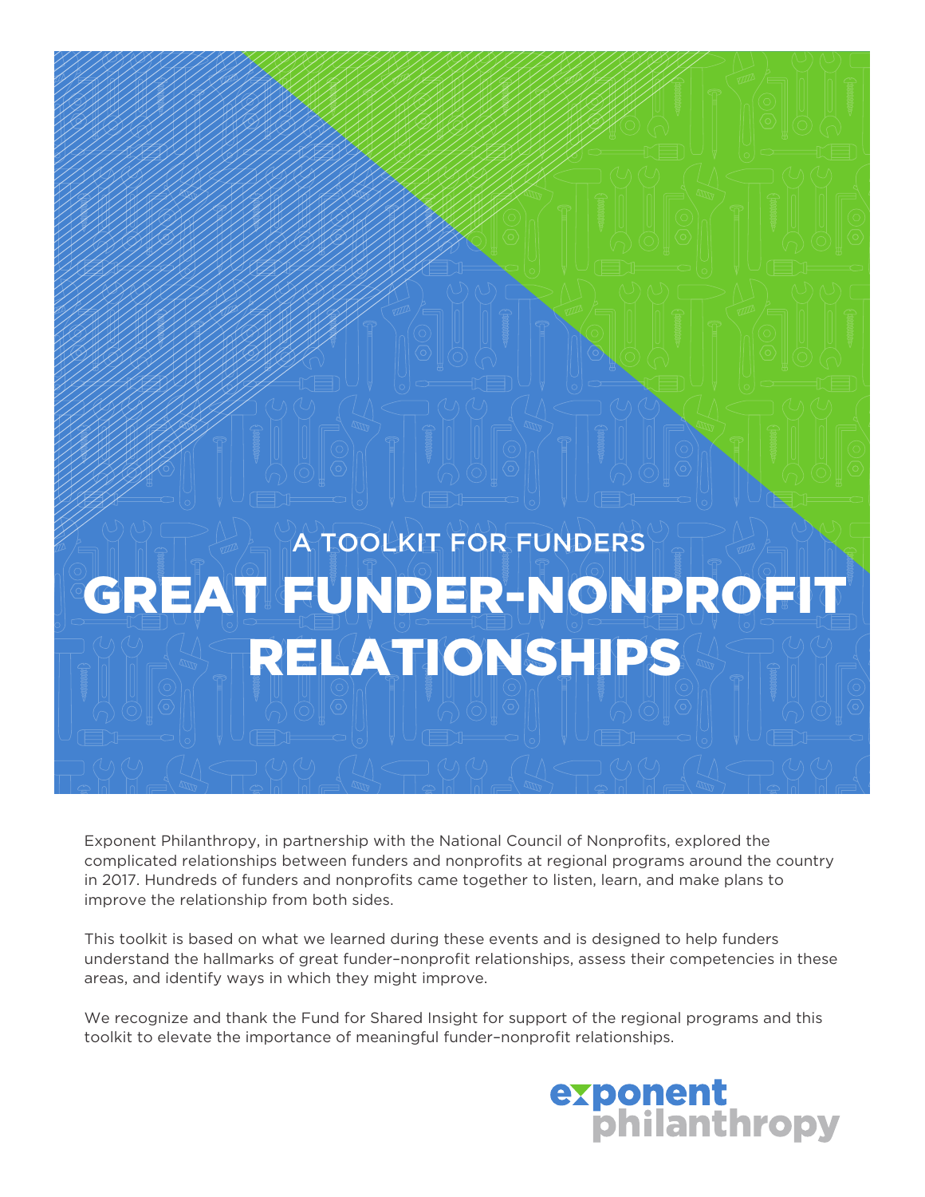A TOOLKIT FOR FUNDERS

# GREAT FUNDER-NONPROFIT RELATIONSHIPS

Exponent Philanthropy, in partnership with the National Council of Nonprofits, explored the complicated relationships between funders and nonprofits at regional programs around the country in 2017. Hundreds of funders and nonprofits came together to listen, learn, and make plans to improve the relationship from both sides.

This toolkit is based on what we learned during these events and is designed to help funders understand the hallmarks of great funder–nonprofit relationships, assess their competencies in these areas, and identify ways in which they might improve.

We recognize and thank the Fund for Shared Insight for support of the regional programs and this toolkit to elevate the importance of meaningful funder–nonprofit relationships.

exponent philanthropy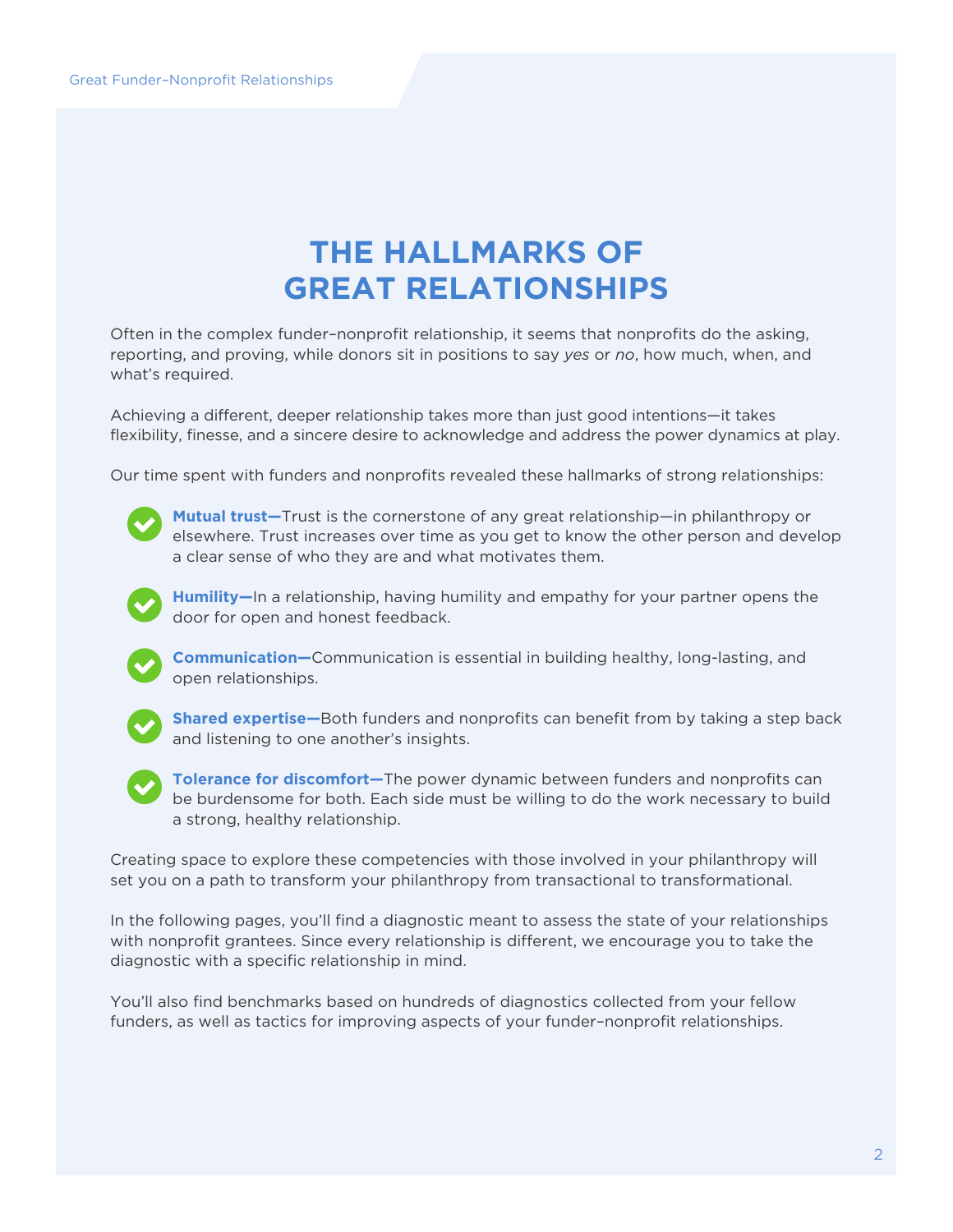# THE HALLMARKS OF GREAT RELATIONSHIPS

Often in the complex funder–nonprofit relationship, it seems that nonprofits do the asking, reporting, and proving, while donors sit in positions to say *yes* or *no*, how much, when, and what's required.

Achieving a different, deeper relationship takes more than just good intentions—it takes flexibility, finesse, and a sincere desire to acknowledge and address the power dynamics at play.

Our time spent with funders and nonprofits revealed these hallmarks of strong relationships:

- **Mutual trust—**Trust is the cornerstone of any great relationship—in philanthropy or elsewhere. Trust increases over time as you get to know the other person and develop a clear sense of who they are and what motivates them.
- **Humility—**In a relationship, having humility and empathy for your partner opens the door for open and honest feedback.
- **Communication—**Communication is essential in building healthy, long-lasting, and open relationships.
- **Shared expertise—**Both funders and nonprofits can benefit from by taking a step back and listening to one another's insights.
- **Tolerance for discomfort—**The power dynamic between funders and nonprofits can be burdensome for both. Each side must be willing to do the work necessary to build a strong, healthy relationship.

Creating space to explore these competencies with those involved in your philanthropy will set you on a path to transform your philanthropy from transactional to transformational.

In the following pages, you'll find a diagnostic meant to assess the state of your relationships with nonprofit grantees. Since every relationship is different, we encourage you to take the diagnostic with a specific relationship in mind.

You'll also find benchmarks based on hundreds of diagnostics collected from your fellow funders, as well as tactics for improving aspects of your funder–nonprofit relationships.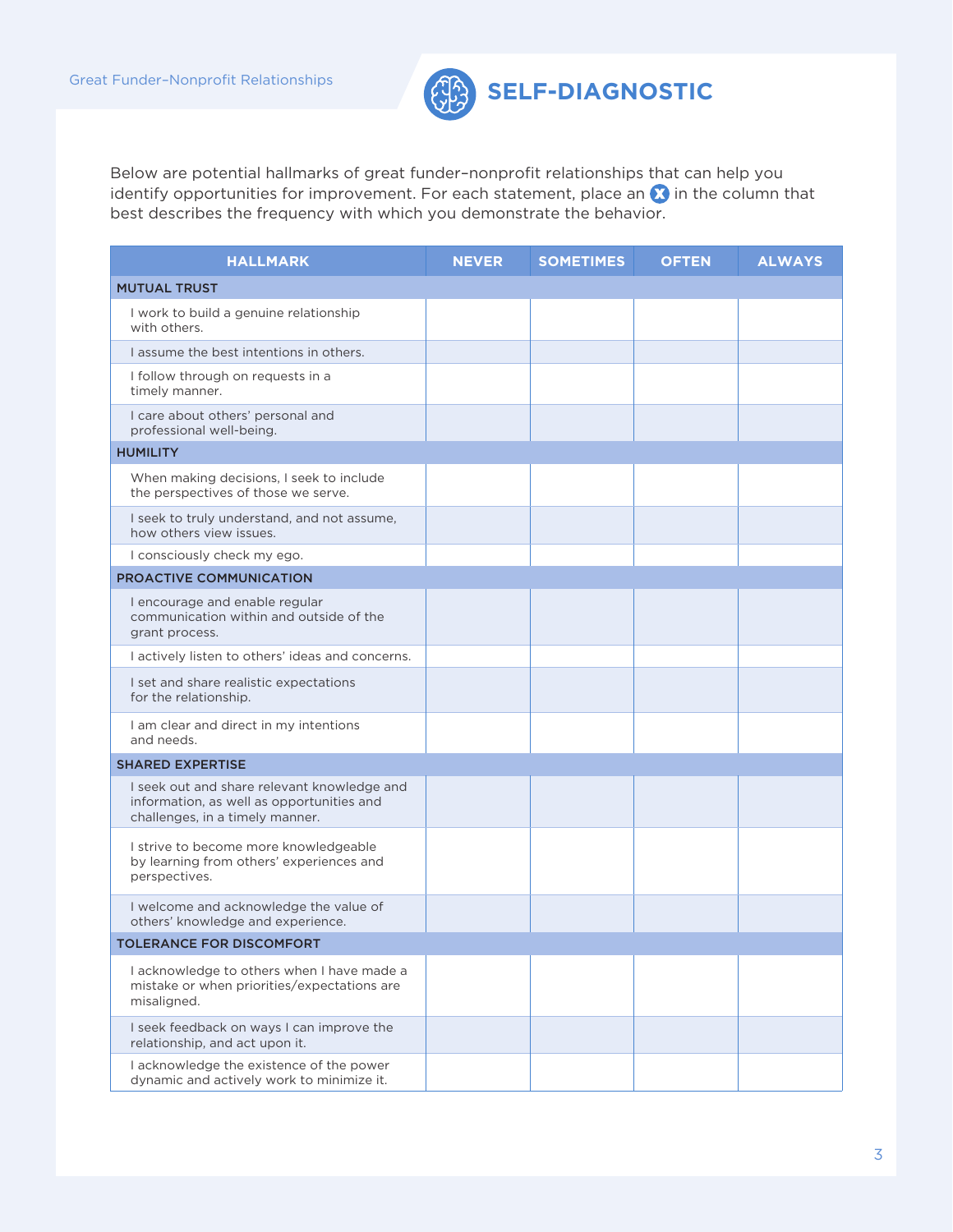# SELF-DIAGNOSTIC

Below are potential hallmarks of great funder–nonprofit relationships that can help you identify opportunities for improvement. For each statement, place an X in the column that best describes the frequency with which you demonstrate the behavior.

| HALLMARK | NEVER | SOMETIMES | OFTEN | ALWAYS |
|---|---|---|---|---|
| **MUTUAL TRUST** | | | | |
| I work to build a genuine relationship with others. | | | | |
| I assume the best intentions in others. | | | | |
| I follow through on requests in a timely manner. | | | | |
| I care about others' personal and professional well-being. | | | | |
| **HUMILITY** | | | | |
| When making decisions, I seek to include the perspectives of those we serve. | | | | |
| I seek to truly understand, and not assume, how others view issues. | | | | |
| I consciously check my ego. | | | | |
| **PROACTIVE COMMUNICATION** | | | | |
| I encourage and enable regular communication within and outside of the grant process. | | | | |
| I actively listen to others' ideas and concerns. | | | | |
| I set and share realistic expectations for the relationship. | | | | |
| I am clear and direct in my intentions and needs. | | | | |
| **SHARED EXPERTISE** | | | | |
| I seek out and share relevant knowledge and information, as well as opportunities and challenges, in a timely manner. | | | | |
| I strive to become more knowledgeable by learning from others' experiences and perspectives. | | | | |
| I welcome and acknowledge the value of others' knowledge and experience. | | | | |
| **TOLERANCE FOR DISCOMFORT** | | | | |
| I acknowledge to others when I have made a mistake or when priorities/expectations are misaligned. | | | | |
| I seek feedback on ways I can improve the relationship, and act upon it. | | | | |
| I acknowledge the existence of the power dynamic and actively work to minimize it. | | | | |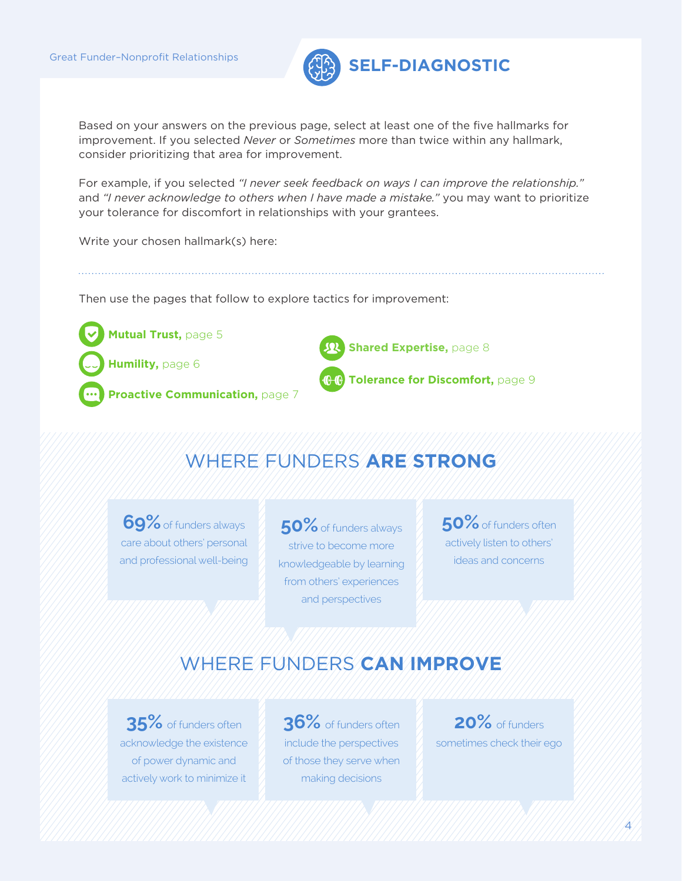# SELF-DIAGNOSTIC

Based on your answers on the previous page, select at least one of the five hallmarks for improvement. If you selected *Never* or *Sometimes* more than twice within any hallmark, consider prioritizing that area for improvement.

For example, if you selected *"I never seek feedback on ways I can improve the relationship."* and *"I never acknowledge to others when I have made a mistake."* you may want to prioritize your tolerance for discomfort in relationships with your grantees.

Write your chosen hallmark(s) here:

..............................................................................................................................................

Then use the pages that follow to explore tactics for improvement:

- **Mutual Trust,** page 5
- **Humility,** page 6
- **Proactive Communication,** page 7
- **Shared Expertise,** page 8
- **Tolerance for Discomfort,** page 9

## WHERE FUNDERS **ARE STRONG**

**69%** of funders always care about others' personal and professional well-being

**50%** of funders always strive to become more knowledgeable by learning from others' experiences and perspectives

**50%** of funders often actively listen to others' ideas and concerns

## WHERE FUNDERS **CAN IMPROVE**

**35%** of funders often acknowledge the existence of power dynamic and actively work to minimize it

**36%** of funders often include the perspectives of those they serve when making decisions

**20%** of funders sometimes check their ego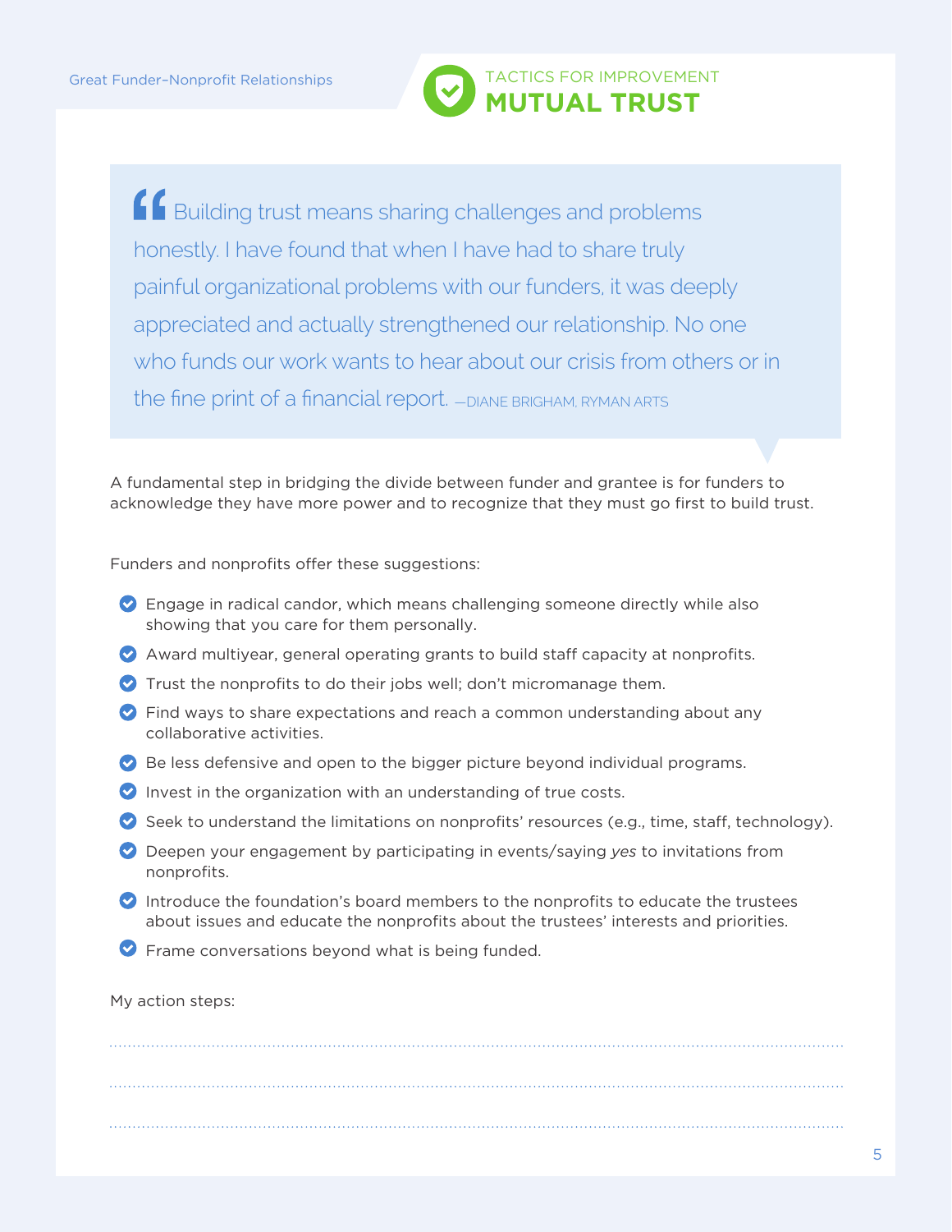## TACTICS FOR IMPROVEMENT

# MUTUAL TRUST

> Building trust means sharing challenges and problems honestly. I have found that when I have had to share truly painful organizational problems with our funders, it was deeply appreciated and actually strengthened our relationship. No one who funds our work wants to hear about our crisis from others or in the fine print of a financial report. —DIANE BRIGHAM, RYMAN ARTS

A fundamental step in bridging the divide between funder and grantee is for funders to acknowledge they have more power and to recognize that they must go first to build trust.

Funders and nonprofits offer these suggestions:

- Engage in radical candor, which means challenging someone directly while also showing that you care for them personally.
- Award multiyear, general operating grants to build staff capacity at nonprofits.
- Trust the nonprofits to do their jobs well; don't micromanage them.
- Find ways to share expectations and reach a common understanding about any collaborative activities.
- Be less defensive and open to the bigger picture beyond individual programs.
- Invest in the organization with an understanding of true costs.
- Seek to understand the limitations on nonprofits' resources (e.g., time, staff, technology).
- Deepen your engagement by participating in events/saying *yes* to invitations from nonprofits.
- Introduce the foundation's board members to the nonprofits to educate the trustees about issues and educate the nonprofits about the trustees' interests and priorities.
- Frame conversations beyond what is being funded.

My action steps:

.......................................................................................................

.......................................................................................................

.......................................................................................................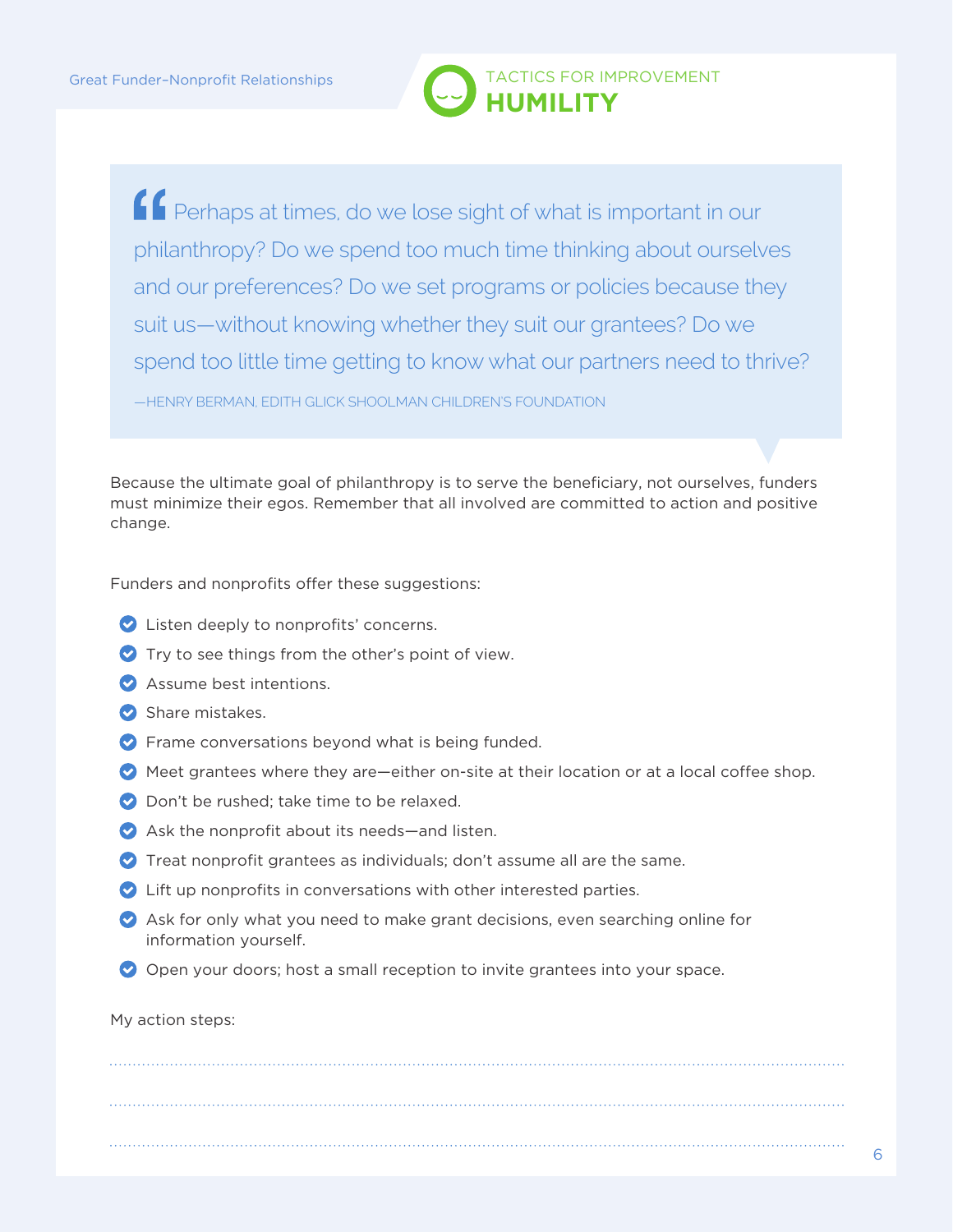TACTICS FOR IMPROVEMENT

# HUMILITY

> "Perhaps at times, do we lose sight of what is important in our philanthropy? Do we spend too much time thinking about ourselves and our preferences? Do we set programs or policies because they suit us—without knowing whether they suit our grantees? Do we spend too little time getting to know what our partners need to thrive?
>
> —HENRY BERMAN, EDITH GLICK SHOOLMAN CHILDREN'S FOUNDATION

Because the ultimate goal of philanthropy is to serve the beneficiary, not ourselves, funders must minimize their egos. Remember that all involved are committed to action and positive change.

Funders and nonprofits offer these suggestions:

- Listen deeply to nonprofits' concerns.
- Try to see things from the other's point of view.
- Assume best intentions.
- Share mistakes.
- Frame conversations beyond what is being funded.
- Meet grantees where they are—either on-site at their location or at a local coffee shop.
- Don't be rushed; take time to be relaxed.
- Ask the nonprofit about its needs—and listen.
- Treat nonprofit grantees as individuals; don't assume all are the same.
- Lift up nonprofits in conversations with other interested parties.
- Ask for only what you need to make grant decisions, even searching online for information yourself.
- Open your doors; host a small reception to invite grantees into your space.

My action steps:

..............................................................................

..............................................................................

..............................................................................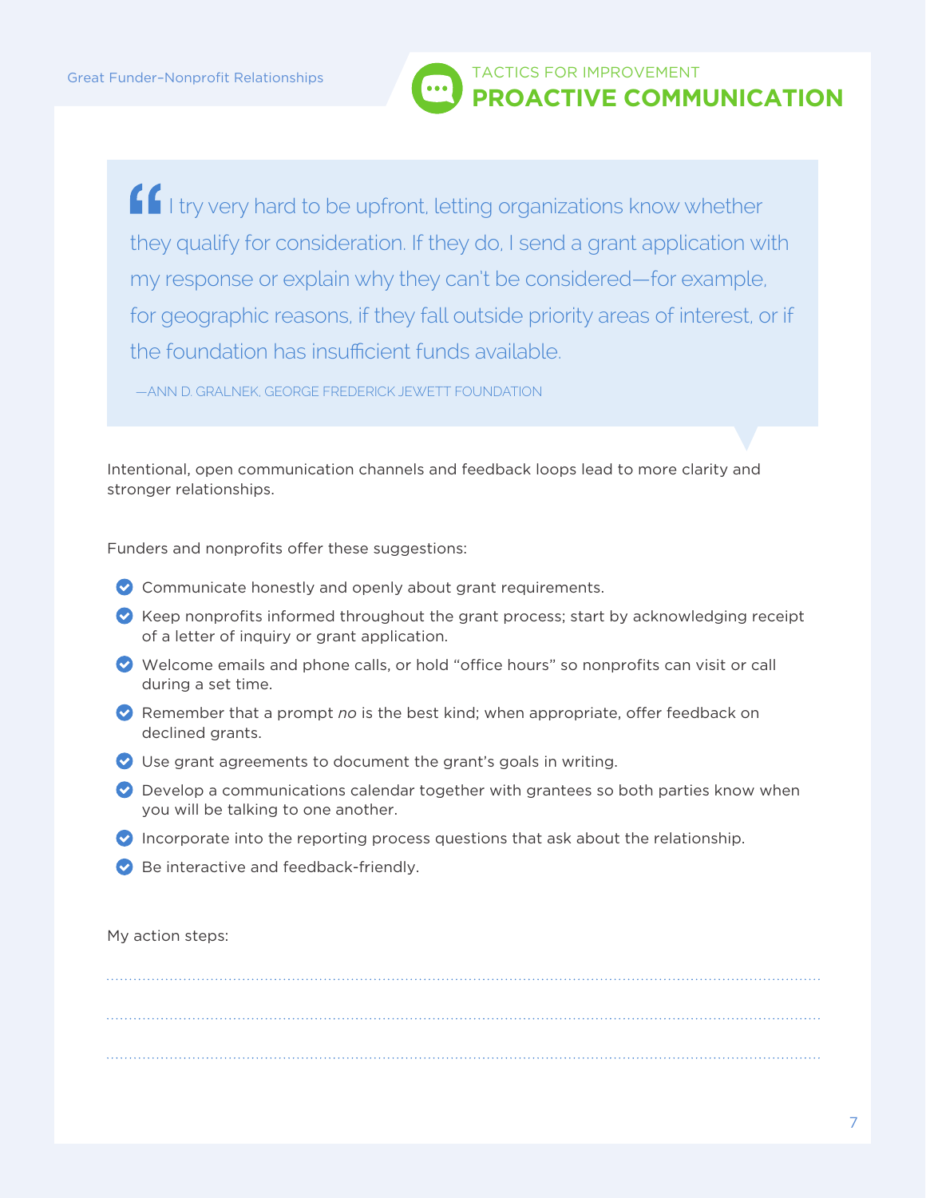## TACTICS FOR IMPROVEMENT

# PROACTIVE COMMUNICATION

> "I try very hard to be upfront, letting organizations know whether they qualify for consideration. If they do, I send a grant application with my response or explain why they can't be considered—for example, for geographic reasons, if they fall outside priority areas of interest, or if the foundation has insufficient funds available.
>
> —ANN D. GRALNEK, GEORGE FREDERICK JEWETT FOUNDATION

Intentional, open communication channels and feedback loops lead to more clarity and stronger relationships.

Funders and nonprofits offer these suggestions:

- Communicate honestly and openly about grant requirements.
- Keep nonprofits informed throughout the grant process; start by acknowledging receipt of a letter of inquiry or grant application.
- Welcome emails and phone calls, or hold "office hours" so nonprofits can visit or call during a set time.
- Remember that a prompt *no* is the best kind; when appropriate, offer feedback on declined grants.
- Use grant agreements to document the grant's goals in writing.
- Develop a communications calendar together with grantees so both parties know when you will be talking to one another.
- Incorporate into the reporting process questions that ask about the relationship.
- Be interactive and feedback-friendly.

My action steps:

.......................................................................................................................................

.......................................................................................................................................

.......................................................................................................................................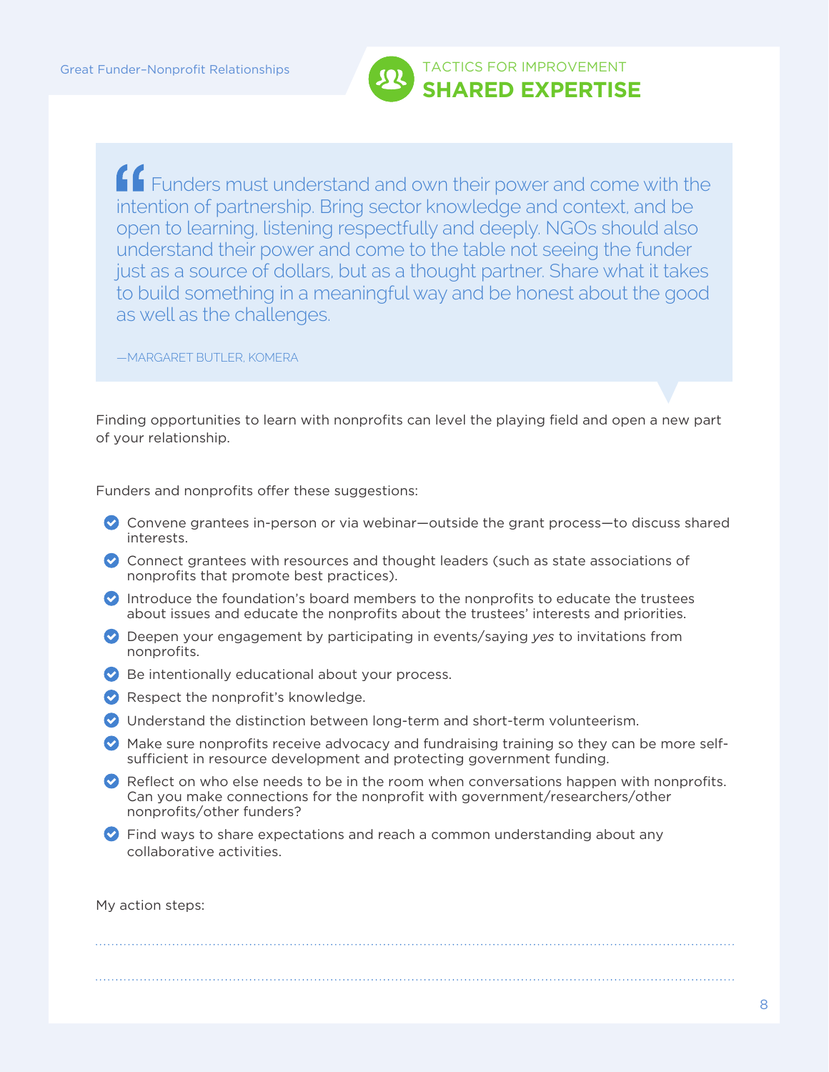TACTICS FOR IMPROVEMENT

# SHARED EXPERTISE

> Funders must understand and own their power and come with the intention of partnership. Bring sector knowledge and context, and be open to learning, listening respectfully and deeply. NGOs should also understand their power and come to the table not seeing the funder just as a source of dollars, but as a thought partner. Share what it takes to build something in a meaningful way and be honest about the good as well as the challenges.
>
> —MARGARET BUTLER, KOMERA

Finding opportunities to learn with nonprofits can level the playing field and open a new part of your relationship.

Funders and nonprofits offer these suggestions:

- Convene grantees in-person or via webinar—outside the grant process—to discuss shared interests.
- Connect grantees with resources and thought leaders (such as state associations of nonprofits that promote best practices).
- Introduce the foundation's board members to the nonprofits to educate the trustees about issues and educate the nonprofits about the trustees' interests and priorities.
- Deepen your engagement by participating in events/saying *yes* to invitations from nonprofits.
- Be intentionally educational about your process.
- Respect the nonprofit's knowledge.
- Understand the distinction between long-term and short-term volunteerism.
- Make sure nonprofits receive advocacy and fundraising training so they can be more self-sufficient in resource development and protecting government funding.
- Reflect on who else needs to be in the room when conversations happen with nonprofits. Can you make connections for the nonprofit with government/researchers/other nonprofits/other funders?
- Find ways to share expectations and reach a common understanding about any collaborative activities.

My action steps:

..............................................................................................................

..............................................................................................................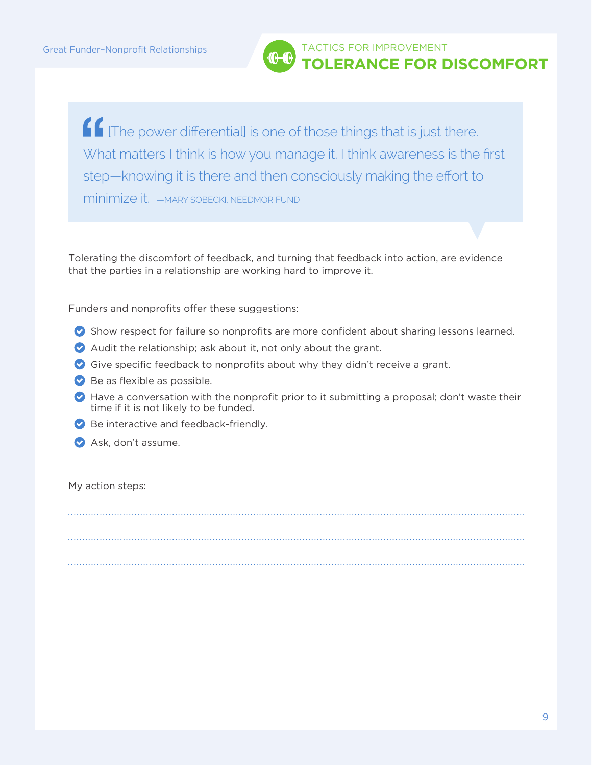TACTICS FOR IMPROVEMENT

# TOLERANCE FOR DISCOMFORT

> "[The power differential] is one of those things that is just there. What matters I think is how you manage it. I think awareness is the first step—knowing it is there and then consciously making the effort to minimize it. —MARY SOBECKI, NEEDMOR FUND

Tolerating the discomfort of feedback, and turning that feedback into action, are evidence that the parties in a relationship are working hard to improve it.

Funders and nonprofits offer these suggestions:

- Show respect for failure so nonprofits are more confident about sharing lessons learned.
- Audit the relationship; ask about it, not only about the grant.
- Give specific feedback to nonprofits about why they didn't receive a grant.
- Be as flexible as possible.
- Have a conversation with the nonprofit prior to it submitting a proposal; don't waste their time if it is not likely to be funded.
- Be interactive and feedback-friendly.
- Ask, don't assume.

My action steps:

.......................................................................................................................................................

.......................................................................................................................................................

.......................................................................................................................................................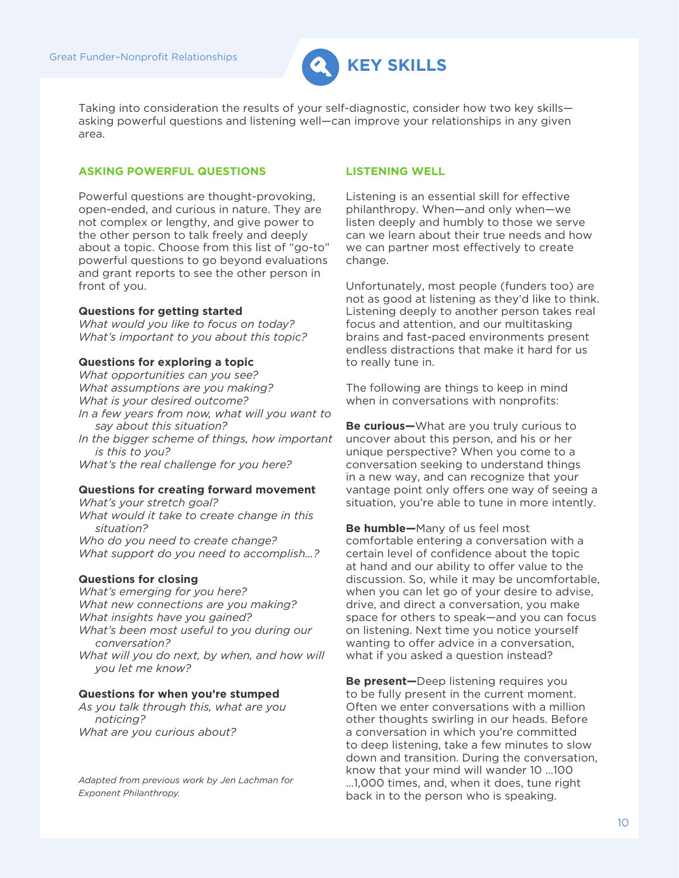# KEY SKILLS

Taking into consideration the results of your self-diagnostic, consider how two key skills—asking powerful questions and listening well—can improve your relationships in any given area.

## ASKING POWERFUL QUESTIONS

Powerful questions are thought-provoking, open-ended, and curious in nature. They are not complex or lengthy, and give power to the other person to talk freely and deeply about a topic. Choose from this list of "go-to" powerful questions to go beyond evaluations and grant reports to see the other person in front of you.

**Questions for getting started**

*What would you like to focus on today?*
*What's important to you about this topic?*

**Questions for exploring a topic**

*What opportunities can you see?*
*What assumptions are you making?*
*What is your desired outcome?*
*In a few years from now, what will you want to say about this situation?*
*In the bigger scheme of things, how important is this to you?*
*What's the real challenge for you here?*

**Questions for creating forward movement**

*What's your stretch goal?*
*What would it take to create change in this situation?*
*Who do you need to create change?*
*What support do you need to accomplish…?*

**Questions for closing**

*What's emerging for you here?*
*What new connections are you making?*
*What insights have you gained?*
*What's been most useful to you during our conversation?*
*What will you do next, by when, and how will you let me know?*

**Questions for when you're stumped**

*As you talk through this, what are you noticing?*
*What are you curious about?*

*Adapted from previous work by Jen Lachman for Exponent Philanthropy.*

## LISTENING WELL

Listening is an essential skill for effective philanthropy. When—and only when—we listen deeply and humbly to those we serve can we learn about their true needs and how we can partner most effectively to create change.

Unfortunately, most people (funders too) are not as good at listening as they'd like to think. Listening deeply to another person takes real focus and attention, and our multitasking brains and fast-paced environments present endless distractions that make it hard for us to really tune in.

The following are things to keep in mind when in conversations with nonprofits:

**Be curious—**What are you truly curious to uncover about this person, and his or her unique perspective? When you come to a conversation seeking to understand things in a new way, and can recognize that your vantage point only offers one way of seeing a situation, you're able to tune in more intently.

**Be humble—**Many of us feel most comfortable entering a conversation with a certain level of confidence about the topic at hand and our ability to offer value to the discussion. So, while it may be uncomfortable, when you can let go of your desire to advise, drive, and direct a conversation, you make space for others to speak—and you can focus on listening. Next time you notice yourself wanting to offer advice in a conversation, what if you asked a question instead?

**Be present—**Deep listening requires you to be fully present in the current moment. Often we enter conversations with a million other thoughts swirling in our heads. Before a conversation in which you're committed to deep listening, take a few minutes to slow down and transition. During the conversation, know that your mind will wander 10 …100 …1,000 times, and, when it does, tune right back in to the person who is speaking.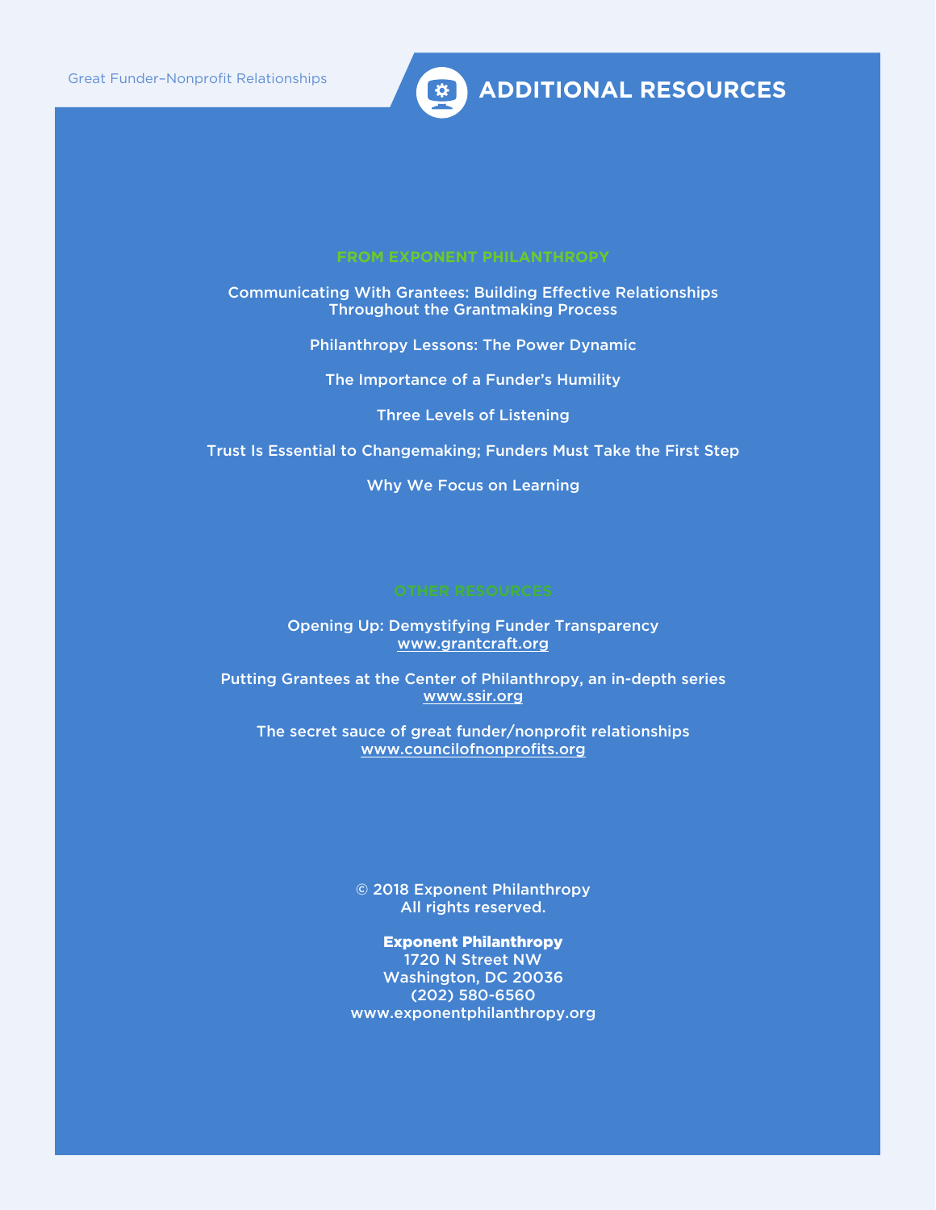# ADDITIONAL RESOURCES

## FROM EXPONENT PHILANTHROPY

Communicating With Grantees: Building Effective Relationships Throughout the Grantmaking Process

Philanthropy Lessons: The Power Dynamic

The Importance of a Funder's Humility

Three Levels of Listening

Trust Is Essential to Changemaking; Funders Must Take the First Step

Why We Focus on Learning

## OTHER RESOURCES

Opening Up: Demystifying Funder Transparency
www.grantcraft.org

Putting Grantees at the Center of Philanthropy, an in-depth series
www.ssir.org

The secret sauce of great funder/nonprofit relationships
www.councilofnonprofits.org

© 2018 Exponent Philanthropy
All rights reserved.

**Exponent Philanthropy**
1720 N Street NW
Washington, DC 20036
(202) 580-6560
www.exponentphilanthropy.org